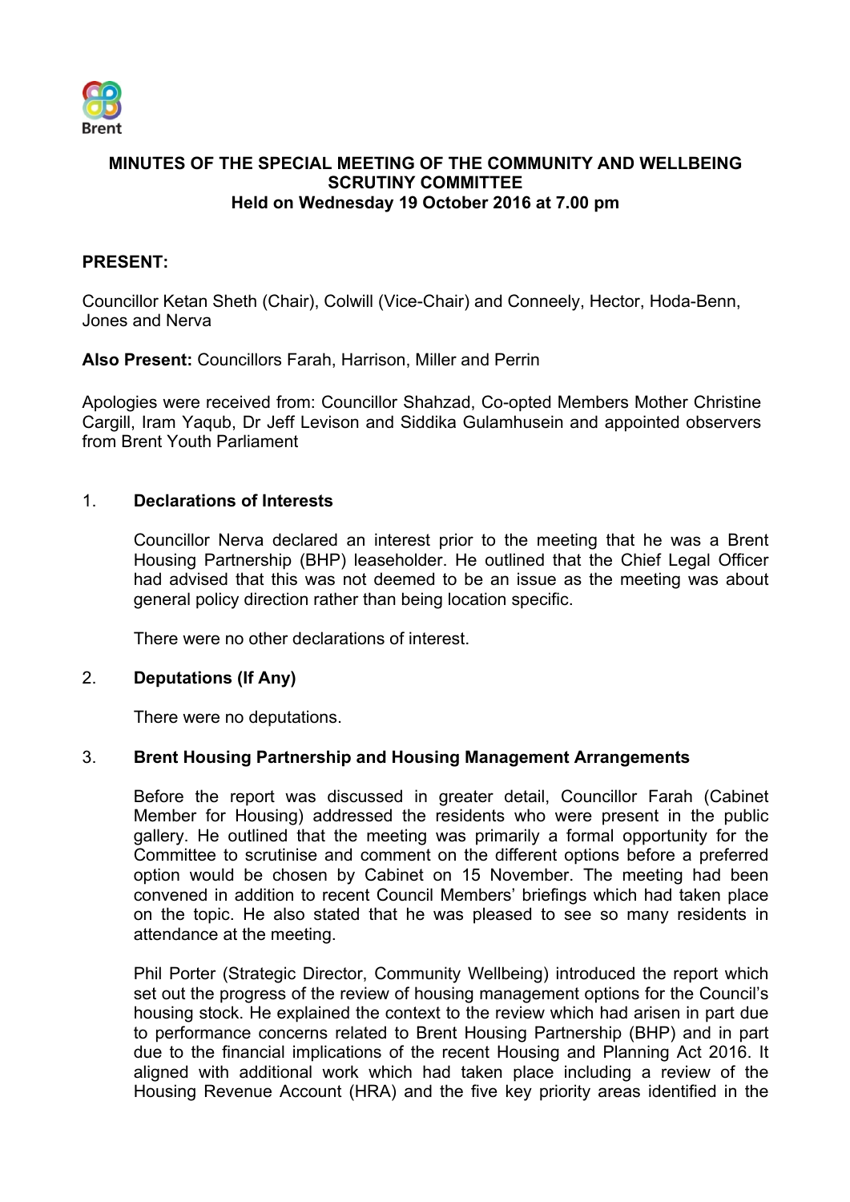**MINUTES OF THE SPECIAL MEETING OF THE COMMUNITY AND WELLBEING SCRUTINY COMMITTEE**
**Held on Wednesday 19 October 2016 at 7.00 pm**

**PRESENT:**

Councillor Ketan Sheth (Chair), Colwill (Vice-Chair) and Conneely, Hector, Hoda-Benn, Jones and Nerva

**Also Present:** Councillors Farah, Harrison, Miller and Perrin

Apologies were received from: Councillor Shahzad, Co-opted Members Mother Christine Cargill, Iram Yaqub, Dr Jeff Levison and Siddika Gulamhusein and appointed observers from Brent Youth Parliament

1. **Declarations of Interests**

   Councillor Nerva declared an interest prior to the meeting that he was a Brent Housing Partnership (BHP) leaseholder. He outlined that the Chief Legal Officer had advised that this was not deemed to be an issue as the meeting was about general policy direction rather than being location specific.

   There were no other declarations of interest.

2. **Deputations (If Any)**

   There were no deputations.

3. **Brent Housing Partnership and Housing Management Arrangements**

   Before the report was discussed in greater detail, Councillor Farah (Cabinet Member for Housing) addressed the residents who were present in the public gallery. He outlined that the meeting was primarily a formal opportunity for the Committee to scrutinise and comment on the different options before a preferred option would be chosen by Cabinet on 15 November. The meeting had been convened in addition to recent Council Members' briefings which had taken place on the topic. He also stated that he was pleased to see so many residents in attendance at the meeting.

   Phil Porter (Strategic Director, Community Wellbeing) introduced the report which set out the progress of the review of housing management options for the Council's housing stock. He explained the context to the review which had arisen in part due to performance concerns related to Brent Housing Partnership (BHP) and in part due to the financial implications of the recent Housing and Planning Act 2016. It aligned with additional work which had taken place including a review of the Housing Revenue Account (HRA) and the five key priority areas identified in the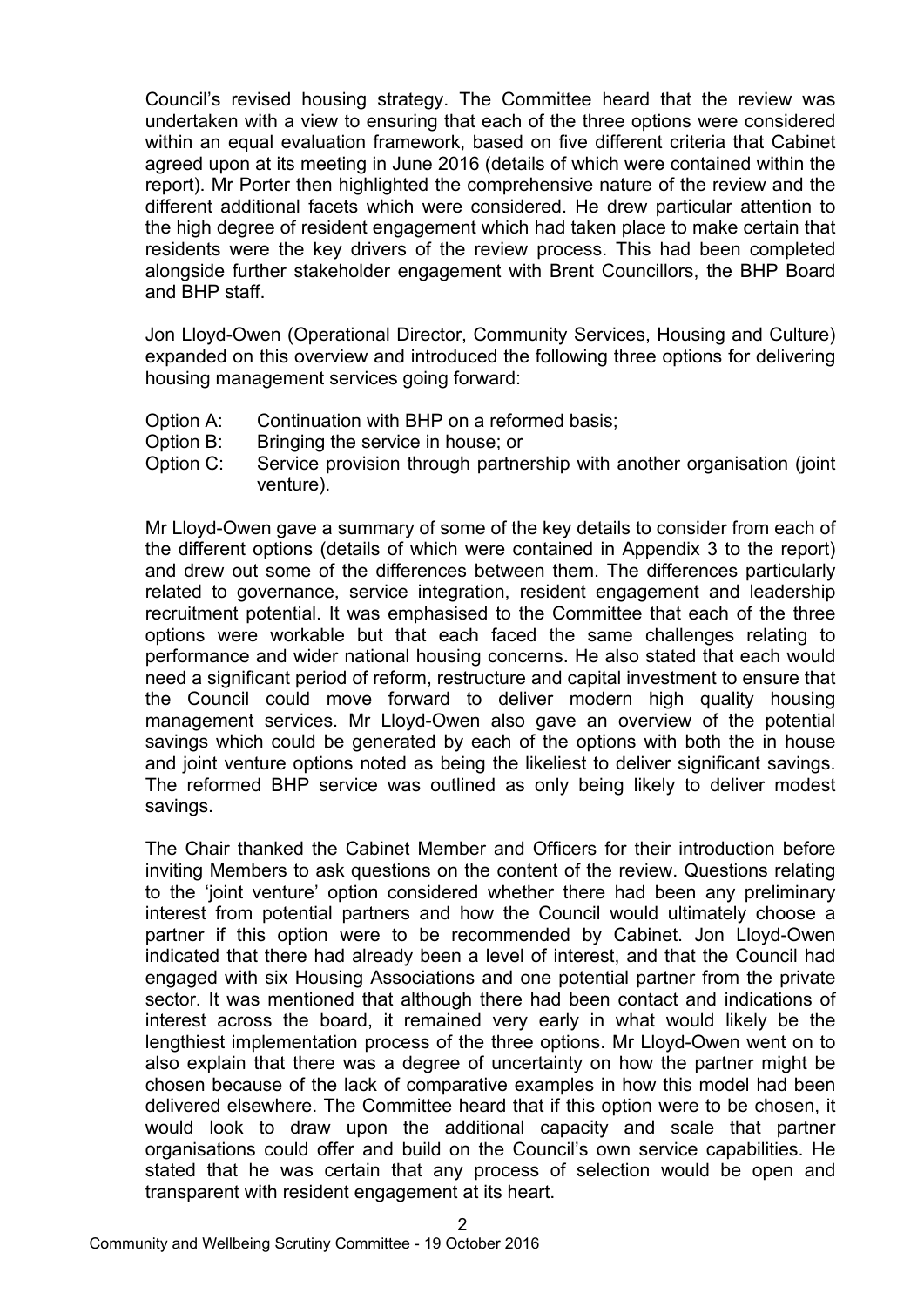Council's revised housing strategy. The Committee heard that the review was undertaken with a view to ensuring that each of the three options were considered within an equal evaluation framework, based on five different criteria that Cabinet agreed upon at its meeting in June 2016 (details of which were contained within the report). Mr Porter then highlighted the comprehensive nature of the review and the different additional facets which were considered. He drew particular attention to the high degree of resident engagement which had taken place to make certain that residents were the key drivers of the review process. This had been completed alongside further stakeholder engagement with Brent Councillors, the BHP Board and BHP staff.

Jon Lloyd-Owen (Operational Director, Community Services, Housing and Culture) expanded on this overview and introduced the following three options for delivering housing management services going forward:

- Option A: Continuation with BHP on a reformed basis;
- Option B: Bringing the service in house; or
- Option C: Service provision through partnership with another organisation (joint venture).

Mr Lloyd-Owen gave a summary of some of the key details to consider from each of the different options (details of which were contained in Appendix 3 to the report) and drew out some of the differences between them. The differences particularly related to governance, service integration, resident engagement and leadership recruitment potential. It was emphasised to the Committee that each of the three options were workable but that each faced the same challenges relating to performance and wider national housing concerns. He also stated that each would need a significant period of reform, restructure and capital investment to ensure that the Council could move forward to deliver modern high quality housing management services. Mr Lloyd-Owen also gave an overview of the potential savings which could be generated by each of the options with both the in house and joint venture options noted as being the likeliest to deliver significant savings. The reformed BHP service was outlined as only being likely to deliver modest savings.

The Chair thanked the Cabinet Member and Officers for their introduction before inviting Members to ask questions on the content of the review. Questions relating to the 'joint venture' option considered whether there had been any preliminary interest from potential partners and how the Council would ultimately choose a partner if this option were to be recommended by Cabinet. Jon Lloyd-Owen indicated that there had already been a level of interest, and that the Council had engaged with six Housing Associations and one potential partner from the private sector. It was mentioned that although there had been contact and indications of interest across the board, it remained very early in what would likely be the lengthiest implementation process of the three options. Mr Lloyd-Owen went on to also explain that there was a degree of uncertainty on how the partner might be chosen because of the lack of comparative examples in how this model had been delivered elsewhere. The Committee heard that if this option were to be chosen, it would look to draw upon the additional capacity and scale that partner organisations could offer and build on the Council's own service capabilities. He stated that he was certain that any process of selection would be open and transparent with resident engagement at its heart.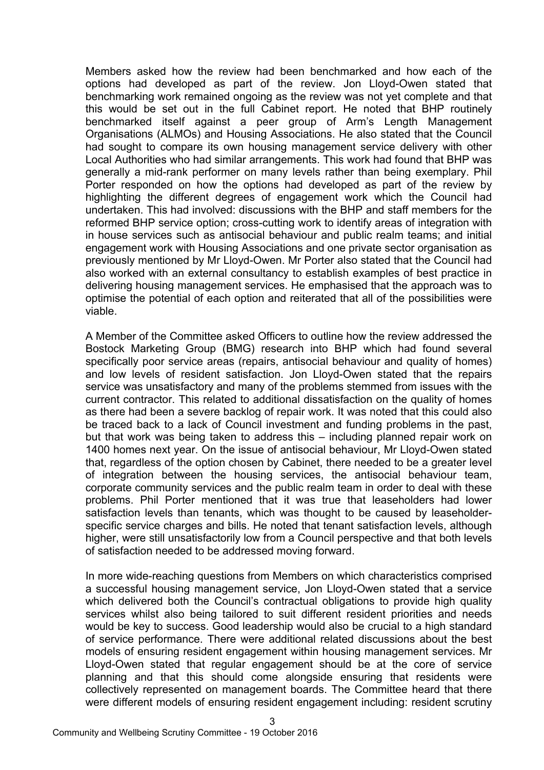Members asked how the review had been benchmarked and how each of the options had developed as part of the review. Jon Lloyd-Owen stated that benchmarking work remained ongoing as the review was not yet complete and that this would be set out in the full Cabinet report. He noted that BHP routinely benchmarked itself against a peer group of Arm's Length Management Organisations (ALMOs) and Housing Associations. He also stated that the Council had sought to compare its own housing management service delivery with other Local Authorities who had similar arrangements. This work had found that BHP was generally a mid-rank performer on many levels rather than being exemplary. Phil Porter responded on how the options had developed as part of the review by highlighting the different degrees of engagement work which the Council had undertaken. This had involved: discussions with the BHP and staff members for the reformed BHP service option; cross-cutting work to identify areas of integration with in house services such as antisocial behaviour and public realm teams; and initial engagement work with Housing Associations and one private sector organisation as previously mentioned by Mr Lloyd-Owen. Mr Porter also stated that the Council had also worked with an external consultancy to establish examples of best practice in delivering housing management services. He emphasised that the approach was to optimise the potential of each option and reiterated that all of the possibilities were viable.

A Member of the Committee asked Officers to outline how the review addressed the Bostock Marketing Group (BMG) research into BHP which had found several specifically poor service areas (repairs, antisocial behaviour and quality of homes) and low levels of resident satisfaction. Jon Lloyd-Owen stated that the repairs service was unsatisfactory and many of the problems stemmed from issues with the current contractor. This related to additional dissatisfaction on the quality of homes as there had been a severe backlog of repair work. It was noted that this could also be traced back to a lack of Council investment and funding problems in the past, but that work was being taken to address this – including planned repair work on 1400 homes next year. On the issue of antisocial behaviour, Mr Lloyd-Owen stated that, regardless of the option chosen by Cabinet, there needed to be a greater level of integration between the housing services, the antisocial behaviour team, corporate community services and the public realm team in order to deal with these problems. Phil Porter mentioned that it was true that leaseholders had lower satisfaction levels than tenants, which was thought to be caused by leaseholder-specific service charges and bills. He noted that tenant satisfaction levels, although higher, were still unsatisfactorily low from a Council perspective and that both levels of satisfaction needed to be addressed moving forward.

In more wide-reaching questions from Members on which characteristics comprised a successful housing management service, Jon Lloyd-Owen stated that a service which delivered both the Council's contractual obligations to provide high quality services whilst also being tailored to suit different resident priorities and needs would be key to success. Good leadership would also be crucial to a high standard of service performance. There were additional related discussions about the best models of ensuring resident engagement within housing management services. Mr Lloyd-Owen stated that regular engagement should be at the core of service planning and that this should come alongside ensuring that residents were collectively represented on management boards. The Committee heard that there were different models of ensuring resident engagement including: resident scrutiny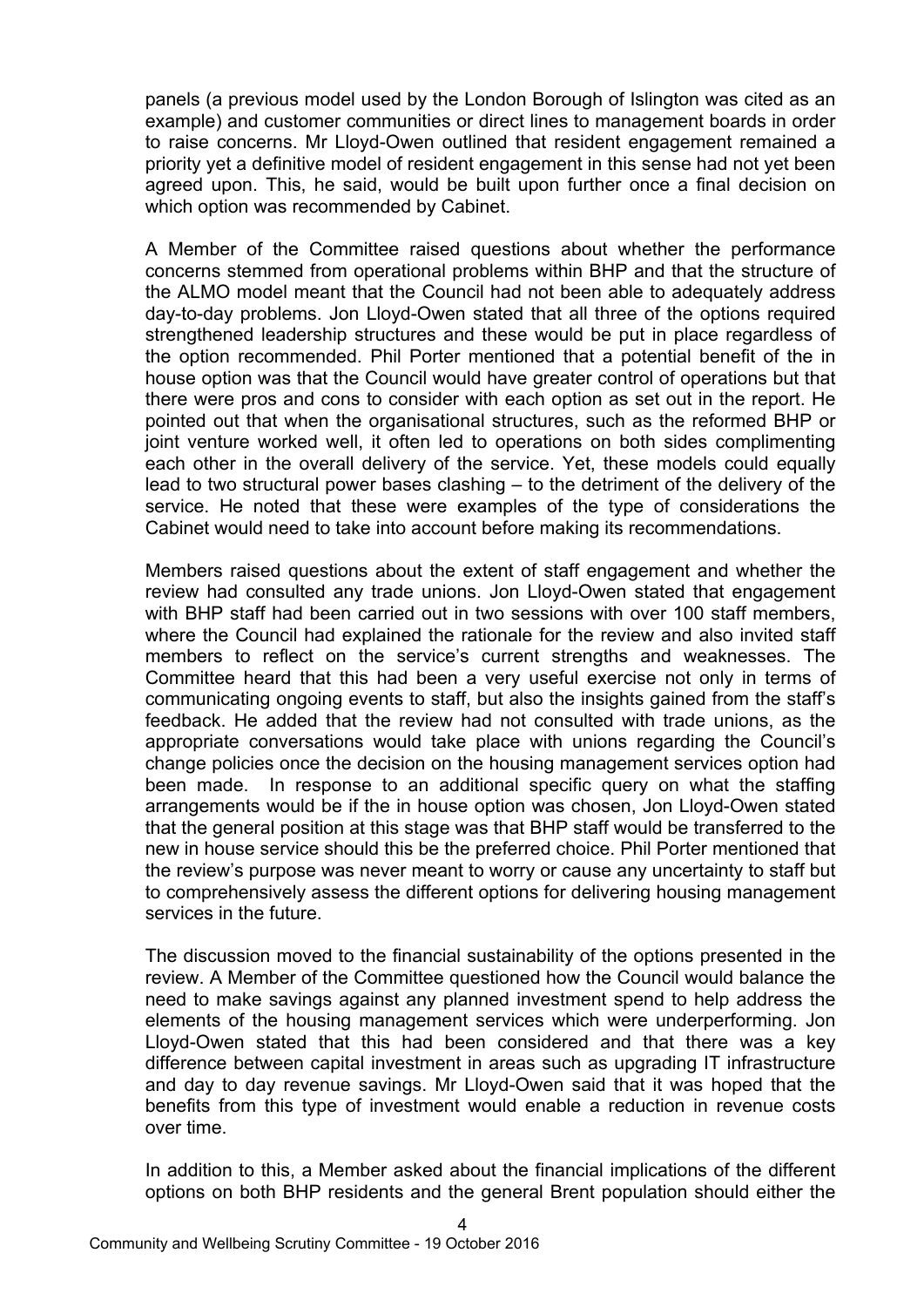panels (a previous model used by the London Borough of Islington was cited as an example) and customer communities or direct lines to management boards in order to raise concerns. Mr Lloyd-Owen outlined that resident engagement remained a priority yet a definitive model of resident engagement in this sense had not yet been agreed upon. This, he said, would be built upon further once a final decision on which option was recommended by Cabinet.

A Member of the Committee raised questions about whether the performance concerns stemmed from operational problems within BHP and that the structure of the ALMO model meant that the Council had not been able to adequately address day-to-day problems. Jon Lloyd-Owen stated that all three of the options required strengthened leadership structures and these would be put in place regardless of the option recommended. Phil Porter mentioned that a potential benefit of the in house option was that the Council would have greater control of operations but that there were pros and cons to consider with each option as set out in the report. He pointed out that when the organisational structures, such as the reformed BHP or joint venture worked well, it often led to operations on both sides complimenting each other in the overall delivery of the service. Yet, these models could equally lead to two structural power bases clashing – to the detriment of the delivery of the service. He noted that these were examples of the type of considerations the Cabinet would need to take into account before making its recommendations.

Members raised questions about the extent of staff engagement and whether the review had consulted any trade unions. Jon Lloyd-Owen stated that engagement with BHP staff had been carried out in two sessions with over 100 staff members, where the Council had explained the rationale for the review and also invited staff members to reflect on the service's current strengths and weaknesses. The Committee heard that this had been a very useful exercise not only in terms of communicating ongoing events to staff, but also the insights gained from the staff's feedback. He added that the review had not consulted with trade unions, as the appropriate conversations would take place with unions regarding the Council's change policies once the decision on the housing management services option had been made. In response to an additional specific query on what the staffing arrangements would be if the in house option was chosen, Jon Lloyd-Owen stated that the general position at this stage was that BHP staff would be transferred to the new in house service should this be the preferred choice. Phil Porter mentioned that the review's purpose was never meant to worry or cause any uncertainty to staff but to comprehensively assess the different options for delivering housing management services in the future.

The discussion moved to the financial sustainability of the options presented in the review. A Member of the Committee questioned how the Council would balance the need to make savings against any planned investment spend to help address the elements of the housing management services which were underperforming. Jon Lloyd-Owen stated that this had been considered and that there was a key difference between capital investment in areas such as upgrading IT infrastructure and day to day revenue savings. Mr Lloyd-Owen said that it was hoped that the benefits from this type of investment would enable a reduction in revenue costs over time.

In addition to this, a Member asked about the financial implications of the different options on both BHP residents and the general Brent population should either the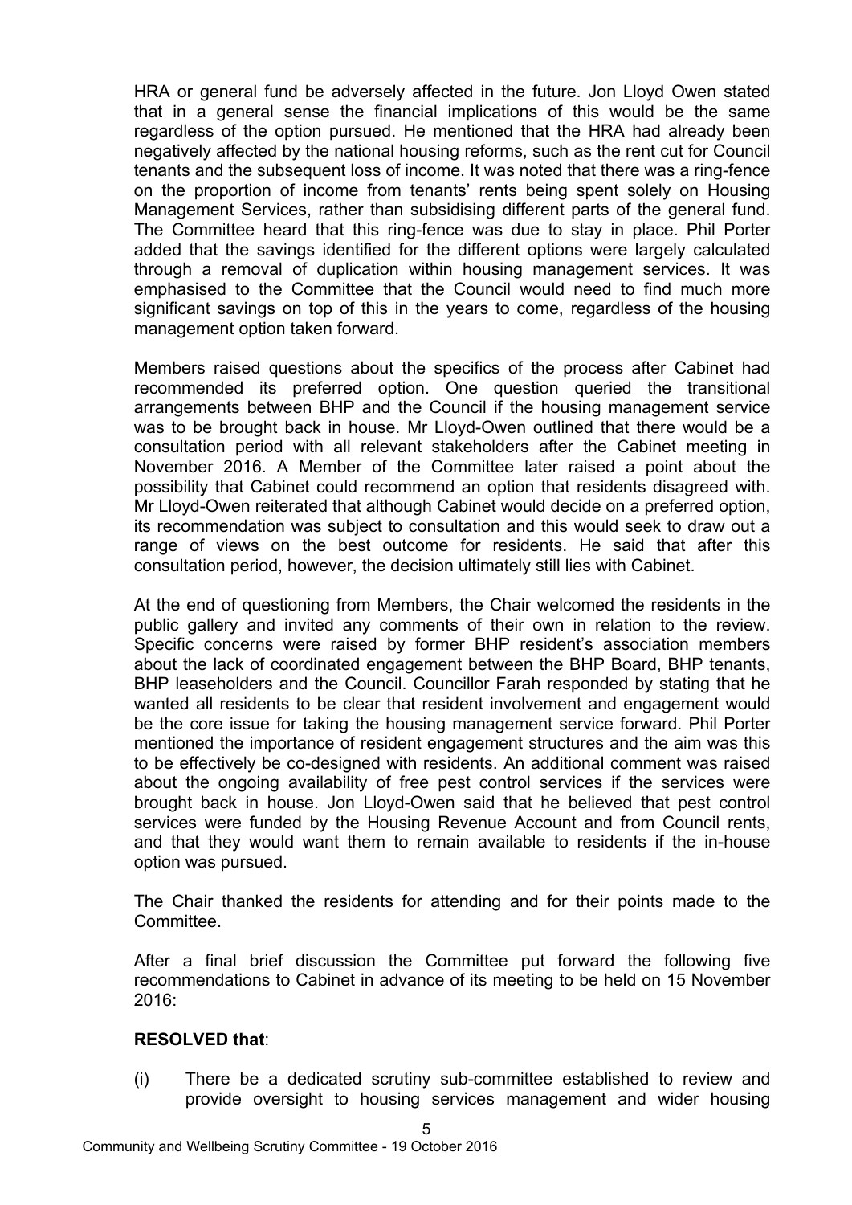HRA or general fund be adversely affected in the future. Jon Lloyd Owen stated that in a general sense the financial implications of this would be the same regardless of the option pursued. He mentioned that the HRA had already been negatively affected by the national housing reforms, such as the rent cut for Council tenants and the subsequent loss of income. It was noted that there was a ring-fence on the proportion of income from tenants' rents being spent solely on Housing Management Services, rather than subsidising different parts of the general fund. The Committee heard that this ring-fence was due to stay in place. Phil Porter added that the savings identified for the different options were largely calculated through a removal of duplication within housing management services. It was emphasised to the Committee that the Council would need to find much more significant savings on top of this in the years to come, regardless of the housing management option taken forward.

Members raised questions about the specifics of the process after Cabinet had recommended its preferred option. One question queried the transitional arrangements between BHP and the Council if the housing management service was to be brought back in house. Mr Lloyd-Owen outlined that there would be a consultation period with all relevant stakeholders after the Cabinet meeting in November 2016. A Member of the Committee later raised a point about the possibility that Cabinet could recommend an option that residents disagreed with. Mr Lloyd-Owen reiterated that although Cabinet would decide on a preferred option, its recommendation was subject to consultation and this would seek to draw out a range of views on the best outcome for residents. He said that after this consultation period, however, the decision ultimately still lies with Cabinet.

At the end of questioning from Members, the Chair welcomed the residents in the public gallery and invited any comments of their own in relation to the review. Specific concerns were raised by former BHP resident's association members about the lack of coordinated engagement between the BHP Board, BHP tenants, BHP leaseholders and the Council. Councillor Farah responded by stating that he wanted all residents to be clear that resident involvement and engagement would be the core issue for taking the housing management service forward. Phil Porter mentioned the importance of resident engagement structures and the aim was this to be effectively be co-designed with residents. An additional comment was raised about the ongoing availability of free pest control services if the services were brought back in house. Jon Lloyd-Owen said that he believed that pest control services were funded by the Housing Revenue Account and from Council rents, and that they would want them to remain available to residents if the in-house option was pursued.

The Chair thanked the residents for attending and for their points made to the Committee.

After a final brief discussion the Committee put forward the following five recommendations to Cabinet in advance of its meeting to be held on 15 November 2016:

**RESOLVED that**:

(i) There be a dedicated scrutiny sub-committee established to review and provide oversight to housing services management and wider housing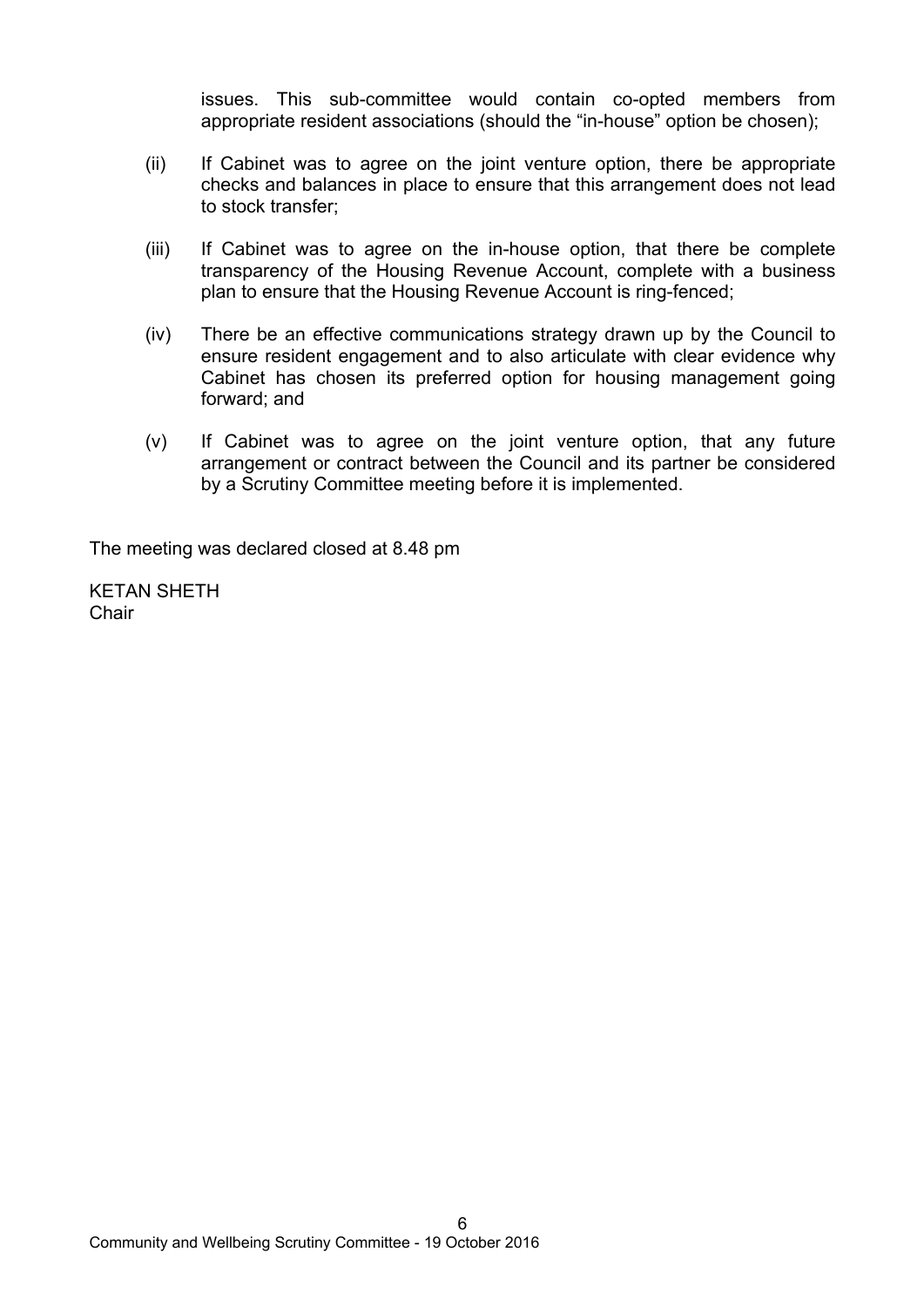issues. This sub-committee would contain co-opted members from appropriate resident associations (should the "in-house" option be chosen);

(ii) If Cabinet was to agree on the joint venture option, there be appropriate checks and balances in place to ensure that this arrangement does not lead to stock transfer;

(iii) If Cabinet was to agree on the in-house option, that there be complete transparency of the Housing Revenue Account, complete with a business plan to ensure that the Housing Revenue Account is ring-fenced;

(iv) There be an effective communications strategy drawn up by the Council to ensure resident engagement and to also articulate with clear evidence why Cabinet has chosen its preferred option for housing management going forward; and

(v) If Cabinet was to agree on the joint venture option, that any future arrangement or contract between the Council and its partner be considered by a Scrutiny Committee meeting before it is implemented.

The meeting was declared closed at 8.48 pm

KETAN SHETH
Chair